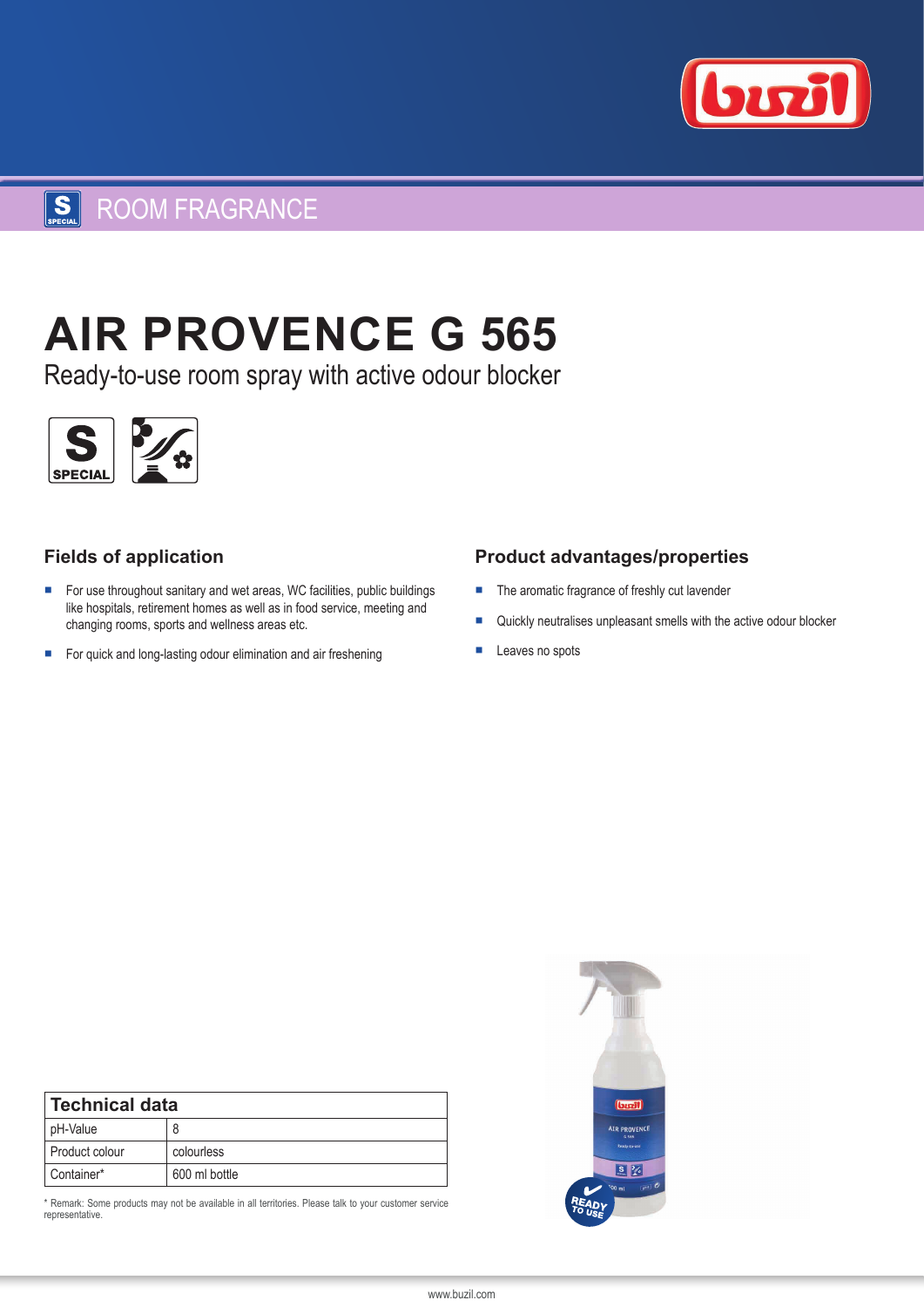ROOM FRAGRANCE

# AIR PROVENCE G 565

Ready-to-use room spray with active odour blocker

## Fields of application

- For use throughout sanitary and wet areas, WC facilities, public buildings like hospitals, retirement homes as well as in food service, meeting and changing rooms, sports and wellness areas etc.
- For quick and long-lasting odour elimination and air freshening

## Product advantages/properties

- The aromatic fragrance of freshly cut lavender
- Quickly neutralises unpleasant smells with the active odour blocker
- Leaves no spots

| Technical data | |
|---|---|
| pH-Value | 8 |
| Product colour | colourless |
| Container* | 600 ml bottle |

\* Remark: Some products may not be available in all territories. Please talk to your customer service representative.

www.buzil.com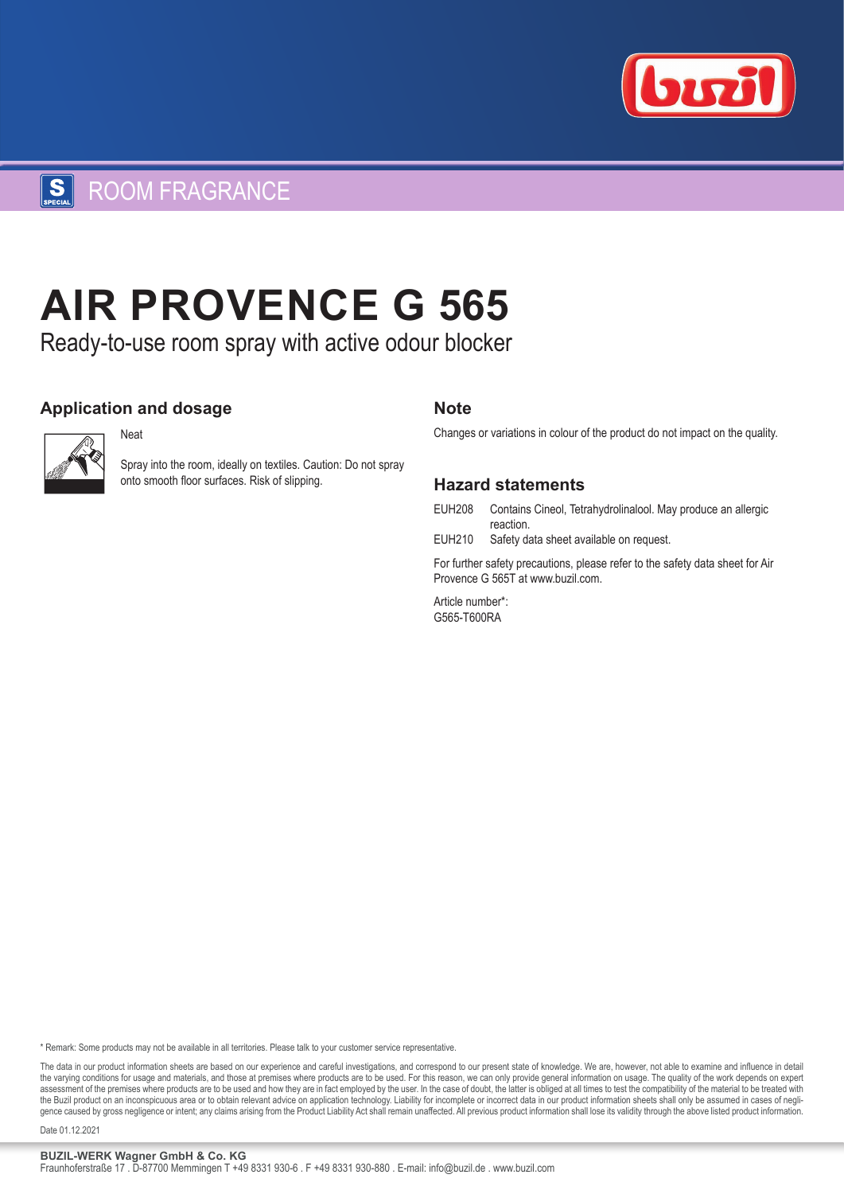ROOM FRAGRANCE

# AIR PROVENCE G 565

Ready-to-use room spray with active odour blocker

## Application and dosage

Neat

Spray into the room, ideally on textiles. Caution: Do not spray onto smooth floor surfaces. Risk of slipping.

## Note

Changes or variations in colour of the product do not impact on the quality.

## Hazard statements

EUH208 Contains Cineol, Tetrahydrolinalool. May produce an allergic reaction.

EUH210 Safety data sheet available on request.

For further safety precautions, please refer to the safety data sheet for Air Provence G 565T at www.buzil.com.

Article number*:
G565-T600RA

* Remark: Some products may not be available in all territories. Please talk to your customer service representative.

The data in our product information sheets are based on our experience and careful investigations, and correspond to our present state of knowledge. We are, however, not able to examine and influence in detail the varying conditions for usage and materials, and those at premises where products are to be used. For this reason, we can only provide general information on usage. The quality of the work depends on expert assessment of the premises where products are to be used and how they are in fact employed by the user. In the case of doubt, the latter is obliged at all times to test the compatibility of the material to be treated with the Buzil product on an inconspicuous area or to obtain relevant advice on application technology. Liability for incomplete or incorrect data in our product information sheets shall only be assumed in cases of negligence caused by gross negligence or intent; any claims arising from the Product Liability Act shall remain unaffected. All previous product information shall lose its validity through the above listed product information.

Date 01.12.2021

**BUZIL-WERK Wagner GmbH & Co. KG**
Fraunhoferstraße 17 . D-87700 Memmingen T +49 8331 930-6 . F +49 8331 930-880 . E-mail: info@buzil.de . www.buzil.com